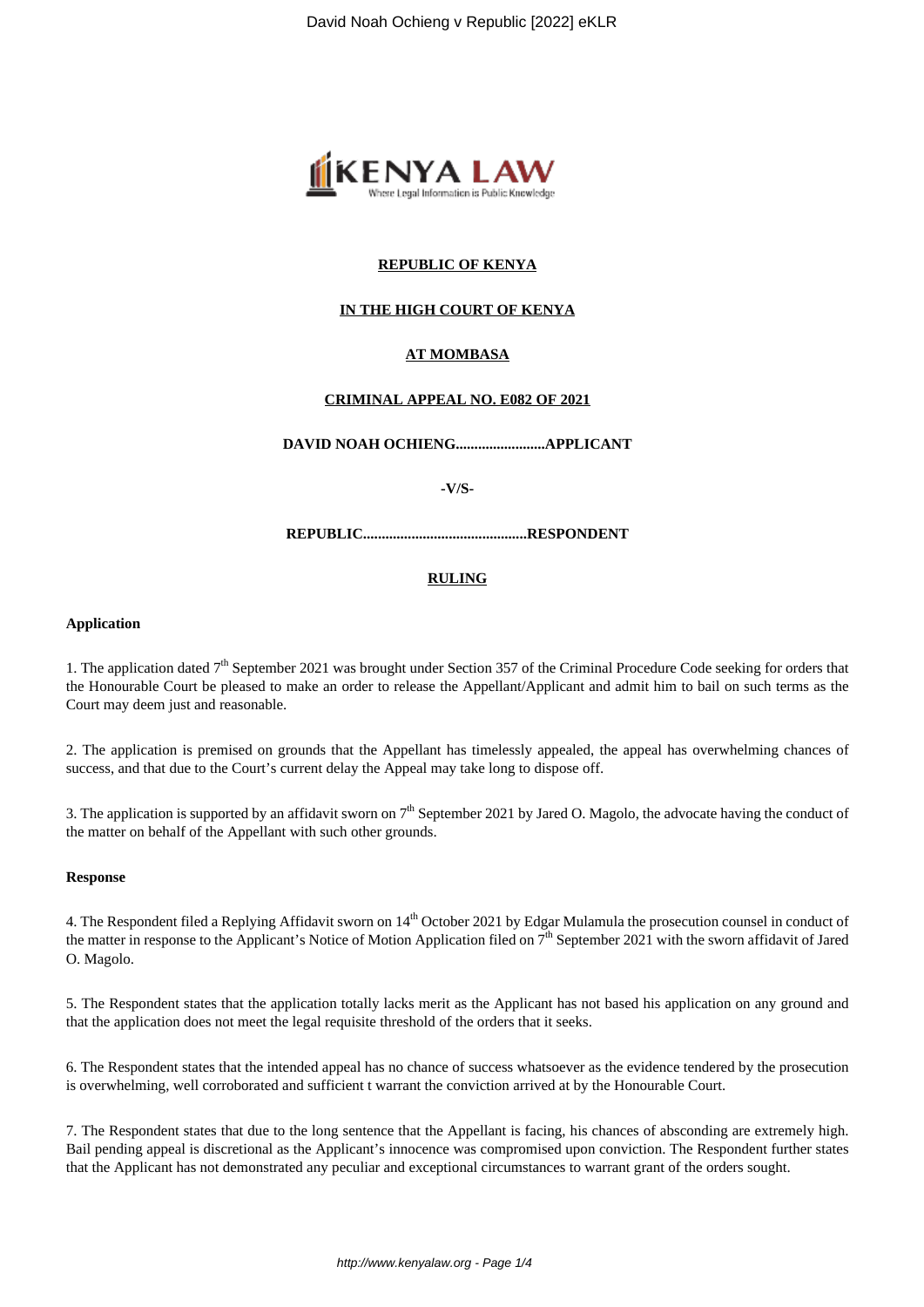**REPUBLIC OF KENYA**

**IN THE HIGH COURT OF KENYA**

**AT MOMBASA**

**CRIMINAL APPEAL NO. E082 OF 2021**

**DAVID NOAH OCHIENG.......................APPLICANT**

**-V/S-**

**REPUBLIC...........................................RESPONDENT**

**RULING**

**Application**

1. The application dated 7th September 2021 was brought under Section 357 of the Criminal Procedure Code seeking for orders that the Honourable Court be pleased to make an order to release the Appellant/Applicant and admit him to bail on such terms as the Court may deem just and reasonable.

2. The application is premised on grounds that the Appellant has timelessly appealed, the appeal has overwhelming chances of success, and that due to the Court's current delay the Appeal may take long to dispose off.

3. The application is supported by an affidavit sworn on 7th September 2021 by Jared O. Magolo, the advocate having the conduct of the matter on behalf of the Appellant with such other grounds.

**Response**

4. The Respondent filed a Replying Affidavit sworn on 14th October 2021 by Edgar Mulamula the prosecution counsel in conduct of the matter in response to the Applicant's Notice of Motion Application filed on 7th September 2021 with the sworn affidavit of Jared O. Magolo.

5. The Respondent states that the application totally lacks merit as the Applicant has not based his application on any ground and that the application does not meet the legal requisite threshold of the orders that it seeks.

6. The Respondent states that the intended appeal has no chance of success whatsoever as the evidence tendered by the prosecution is overwhelming, well corroborated and sufficient t warrant the conviction arrived at by the Honourable Court.

7. The Respondent states that due to the long sentence that the Appellant is facing, his chances of absconding are extremely high. Bail pending appeal is discretional as the Applicant's innocence was compromised upon conviction. The Respondent further states that the Applicant has not demonstrated any peculiar and exceptional circumstances to warrant grant of the orders sought.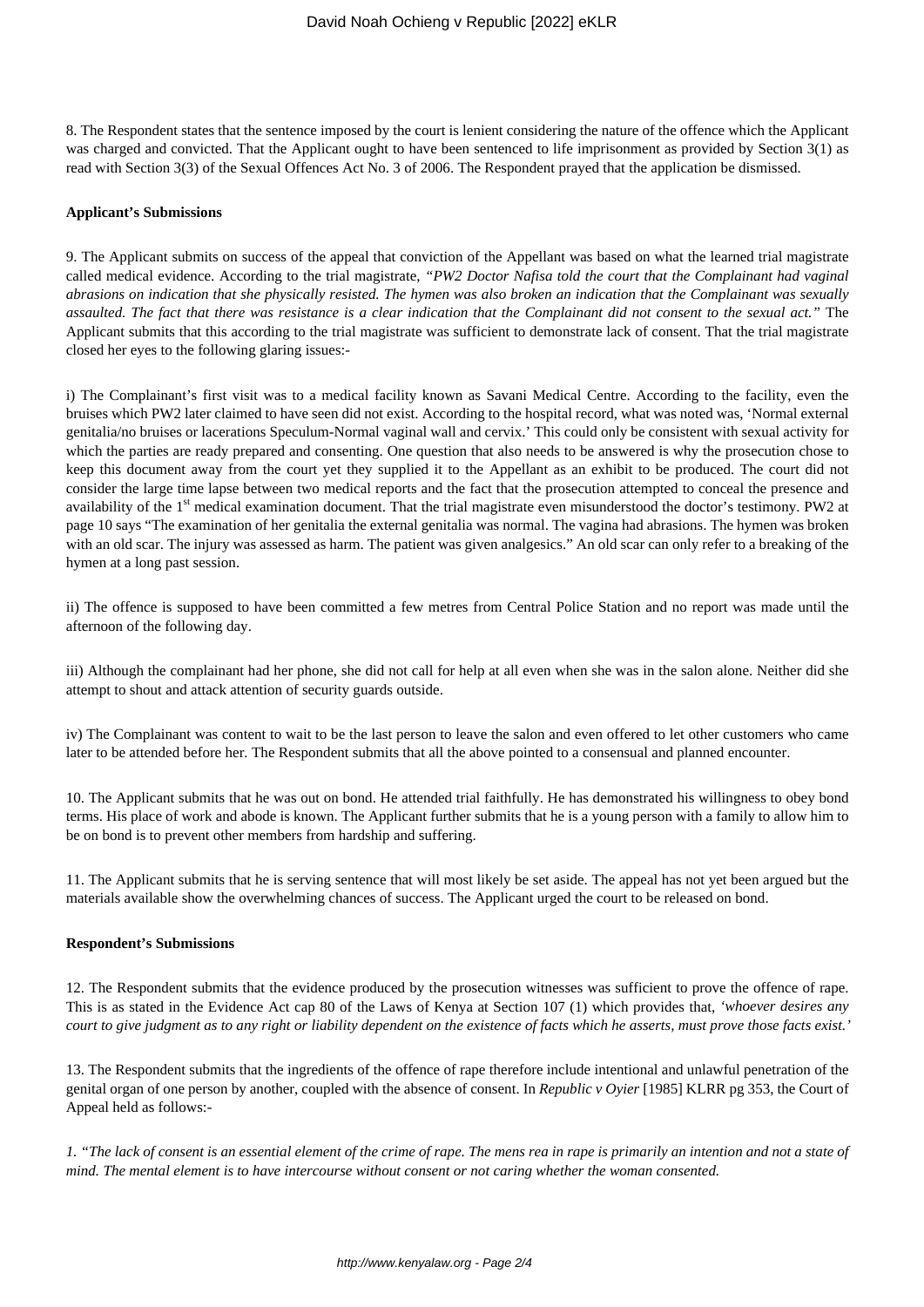8. The Respondent states that the sentence imposed by the court is lenient considering the nature of the offence which the Applicant was charged and convicted. That the Applicant ought to have been sentenced to life imprisonment as provided by Section 3(1) as read with Section 3(3) of the Sexual Offences Act No. 3 of 2006. The Respondent prayed that the application be dismissed.

**Applicant's Submissions**

9. The Applicant submits on success of the appeal that conviction of the Appellant was based on what the learned trial magistrate called medical evidence. According to the trial magistrate, *"PW2 Doctor Nafisa told the court that the Complainant had vaginal abrasions on indication that she physically resisted. The hymen was also broken an indication that the Complainant was sexually assaulted. The fact that there was resistance is a clear indication that the Complainant did not consent to the sexual act."* The Applicant submits that this according to the trial magistrate was sufficient to demonstrate lack of consent. That the trial magistrate closed her eyes to the following glaring issues:-

i) The Complainant's first visit was to a medical facility known as Savani Medical Centre. According to the facility, even the bruises which PW2 later claimed to have seen did not exist. According to the hospital record, what was noted was, 'Normal external genitalia/no bruises or lacerations Speculum-Normal vaginal wall and cervix.' This could only be consistent with sexual activity for which the parties are ready prepared and consenting. One question that also needs to be answered is why the prosecution chose to keep this document away from the court yet they supplied it to the Appellant as an exhibit to be produced. The court did not consider the large time lapse between two medical reports and the fact that the prosecution attempted to conceal the presence and availability of the 1st medical examination document. That the trial magistrate even misunderstood the doctor's testimony. PW2 at page 10 says "The examination of her genitalia the external genitalia was normal. The vagina had abrasions. The hymen was broken with an old scar. The injury was assessed as harm. The patient was given analgesics." An old scar can only refer to a breaking of the hymen at a long past session.

ii) The offence is supposed to have been committed a few metres from Central Police Station and no report was made until the afternoon of the following day.

iii) Although the complainant had her phone, she did not call for help at all even when she was in the salon alone. Neither did she attempt to shout and attack attention of security guards outside.

iv) The Complainant was content to wait to be the last person to leave the salon and even offered to let other customers who came later to be attended before her. The Respondent submits that all the above pointed to a consensual and planned encounter.

10. The Applicant submits that he was out on bond. He attended trial faithfully. He has demonstrated his willingness to obey bond terms. His place of work and abode is known. The Applicant further submits that he is a young person with a family to allow him to be on bond is to prevent other members from hardship and suffering.

11. The Applicant submits that he is serving sentence that will most likely be set aside. The appeal has not yet been argued but the materials available show the overwhelming chances of success. The Applicant urged the court to be released on bond.

**Respondent's Submissions**

12. The Respondent submits that the evidence produced by the prosecution witnesses was sufficient to prove the offence of rape. This is as stated in the Evidence Act cap 80 of the Laws of Kenya at Section 107 (1) which provides that, *'whoever desires any court to give judgment as to any right or liability dependent on the existence of facts which he asserts, must prove those facts exist.'*

13. The Respondent submits that the ingredients of the offence of rape therefore include intentional and unlawful penetration of the genital organ of one person by another, coupled with the absence of consent. In *Republic v Oyier* [1985] KLRR pg 353, the Court of Appeal held as follows:-

*1. "The lack of consent is an essential element of the crime of rape. The mens rea in rape is primarily an intention and not a state of mind. The mental element is to have intercourse without consent or not caring whether the woman consented.*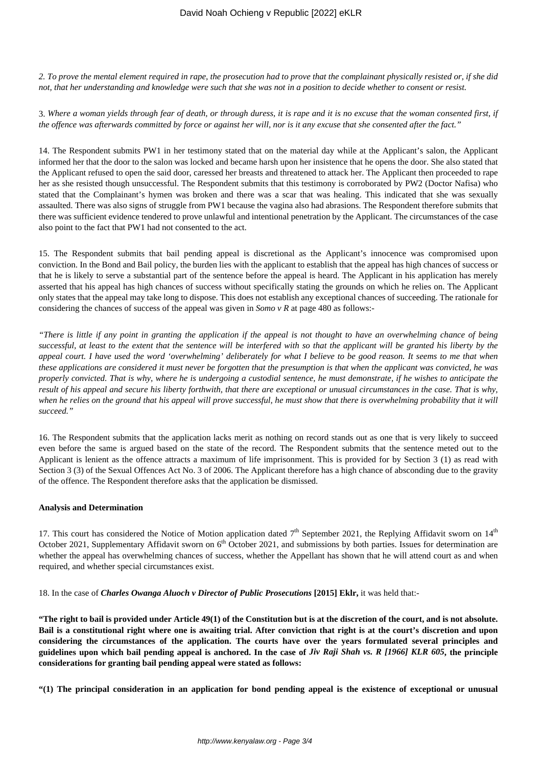*2. To prove the mental element required in rape, the prosecution had to prove that the complainant physically resisted or, if she did not, that her understanding and knowledge were such that she was not in a position to decide whether to consent or resist.*

3. *Where a woman yields through fear of death, or through duress, it is rape and it is no excuse that the woman consented first, if the offence was afterwards committed by force or against her will, nor is it any excuse that she consented after the fact."*

14. The Respondent submits PW1 in her testimony stated that on the material day while at the Applicant's salon, the Applicant informed her that the door to the salon was locked and became harsh upon her insistence that he opens the door. She also stated that the Applicant refused to open the said door, caressed her breasts and threatened to attack her. The Applicant then proceeded to rape her as she resisted though unsuccessful. The Respondent submits that this testimony is corroborated by PW2 (Doctor Nafisa) who stated that the Complainant's hymen was broken and there was a scar that was healing. This indicated that she was sexually assaulted. There was also signs of struggle from PW1 because the vagina also had abrasions. The Respondent therefore submits that there was sufficient evidence tendered to prove unlawful and intentional penetration by the Applicant. The circumstances of the case also point to the fact that PW1 had not consented to the act.

15. The Respondent submits that bail pending appeal is discretional as the Applicant's innocence was compromised upon conviction. In the Bond and Bail policy, the burden lies with the applicant to establish that the appeal has high chances of success or that he is likely to serve a substantial part of the sentence before the appeal is heard. The Applicant in his application has merely asserted that his appeal has high chances of success without specifically stating the grounds on which he relies on. The Applicant only states that the appeal may take long to dispose. This does not establish any exceptional chances of succeeding. The rationale for considering the chances of success of the appeal was given in *Somo v R* at page 480 as follows:-

*"There is little if any point in granting the application if the appeal is not thought to have an overwhelming chance of being successful, at least to the extent that the sentence will be interfered with so that the applicant will be granted his liberty by the appeal court. I have used the word 'overwhelming' deliberately for what I believe to be good reason. It seems to me that when these applications are considered it must never be forgotten that the presumption is that when the applicant was convicted, he was properly convicted. That is why, where he is undergoing a custodial sentence, he must demonstrate, if he wishes to anticipate the result of his appeal and secure his liberty forthwith, that there are exceptional or unusual circumstances in the case. That is why, when he relies on the ground that his appeal will prove successful, he must show that there is overwhelming probability that it will succeed."*

16. The Respondent submits that the application lacks merit as nothing on record stands out as one that is very likely to succeed even before the same is argued based on the state of the record. The Respondent submits that the sentence meted out to the Applicant is lenient as the offence attracts a maximum of life imprisonment. This is provided for by Section 3 (1) as read with Section 3 (3) of the Sexual Offences Act No. 3 of 2006. The Applicant therefore has a high chance of absconding due to the gravity of the offence. The Respondent therefore asks that the application be dismissed.

**Analysis and Determination**

17. This court has considered the Notice of Motion application dated 7th September 2021, the Replying Affidavit sworn on 14th October 2021, Supplementary Affidavit sworn on 6th October 2021, and submissions by both parties. Issues for determination are whether the appeal has overwhelming chances of success, whether the Appellant has shown that he will attend court as and when required, and whether special circumstances exist.

18. In the case of ***Charles Owanga Aluoch v Director of Public Prosecutions* [2015] Eklr,** it was held that:-

**"The right to bail is provided under Article 49(1) of the Constitution but is at the discretion of the court, and is not absolute. Bail is a constitutional right where one is awaiting trial. After conviction that right is at the court's discretion and upon considering the circumstances of the application. The courts have over the years formulated several principles and guidelines upon which bail pending appeal is anchored. In the case of *Jiv Raji Shah vs. R [1966] KLR 605*, the principle considerations for granting bail pending appeal were stated as follows:**

**"(1) The principal consideration in an application for bond pending appeal is the existence of exceptional or unusual**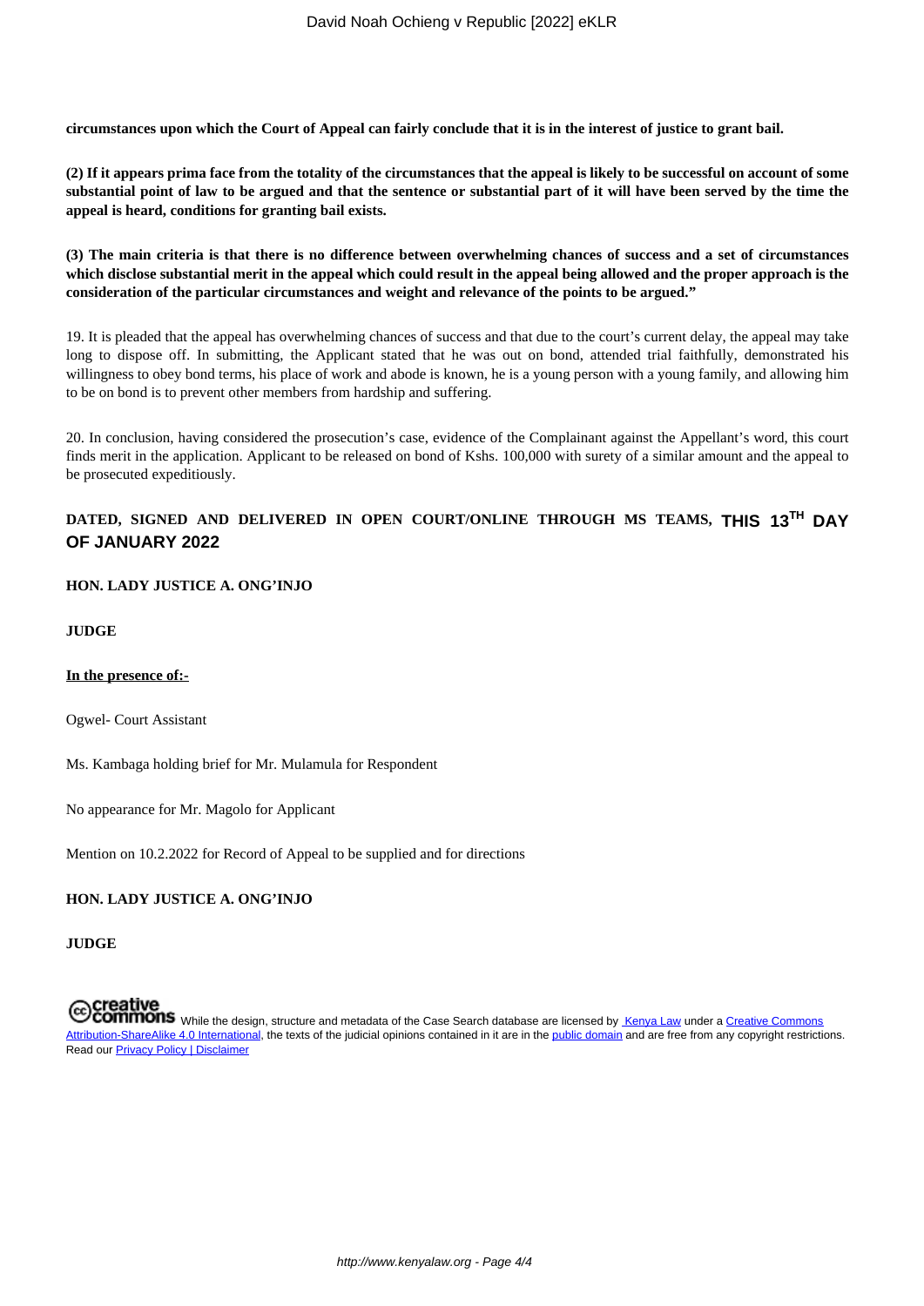**circumstances upon which the Court of Appeal can fairly conclude that it is in the interest of justice to grant bail.**

**(2) If it appears prima face from the totality of the circumstances that the appeal is likely to be successful on account of some substantial point of law to be argued and that the sentence or substantial part of it will have been served by the time the appeal is heard, conditions for granting bail exists.**

**(3) The main criteria is that there is no difference between overwhelming chances of success and a set of circumstances which disclose substantial merit in the appeal which could result in the appeal being allowed and the proper approach is the consideration of the particular circumstances and weight and relevance of the points to be argued."**

19. It is pleaded that the appeal has overwhelming chances of success and that due to the court's current delay, the appeal may take long to dispose off. In submitting, the Applicant stated that he was out on bond, attended trial faithfully, demonstrated his willingness to obey bond terms, his place of work and abode is known, he is a young person with a young family, and allowing him to be on bond is to prevent other members from hardship and suffering.

20. In conclusion, having considered the prosecution's case, evidence of the Complainant against the Appellant's word, this court finds merit in the application. Applicant to be released on bond of Kshs. 100,000 with surety of a similar amount and the appeal to be prosecuted expeditiously.

**DATED, SIGNED AND DELIVERED IN OPEN COURT/ONLINE THROUGH MS TEAMS, THIS 13TH DAY OF JANUARY 2022**

**HON. LADY JUSTICE A. ONG'INJO**

**JUDGE**

**In the presence of:-**

Ogwel- Court Assistant

Ms. Kambaga holding brief for Mr. Mulamula for Respondent

No appearance for Mr. Magolo for Applicant

Mention on 10.2.2022 for Record of Appeal to be supplied and for directions

**HON. LADY JUSTICE A. ONG'INJO**

**JUDGE**

While the design, structure and metadata of the Case Search database are licensed by Kenya Law under a Creative Commons Attribution-ShareAlike 4.0 International, the texts of the judicial opinions contained in it are in the public domain and are free from any copyright restrictions. Read our Privacy Policy | Disclaimer